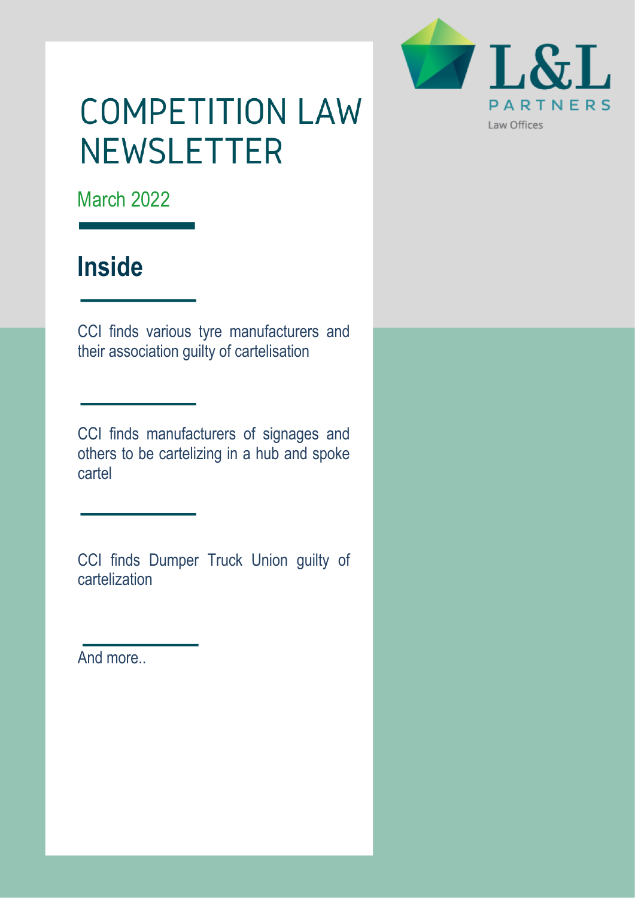L&L PARTNERS

Law Offices

# COMPETITION LAW NEWSLETTER

March 2022

## Inside

CCI finds various tyre manufacturers and their association guilty of cartelisation

CCI finds manufacturers of signages and others to be cartelizing in a hub and spoke cartel

CCI finds Dumper Truck Union guilty of cartelization

And more..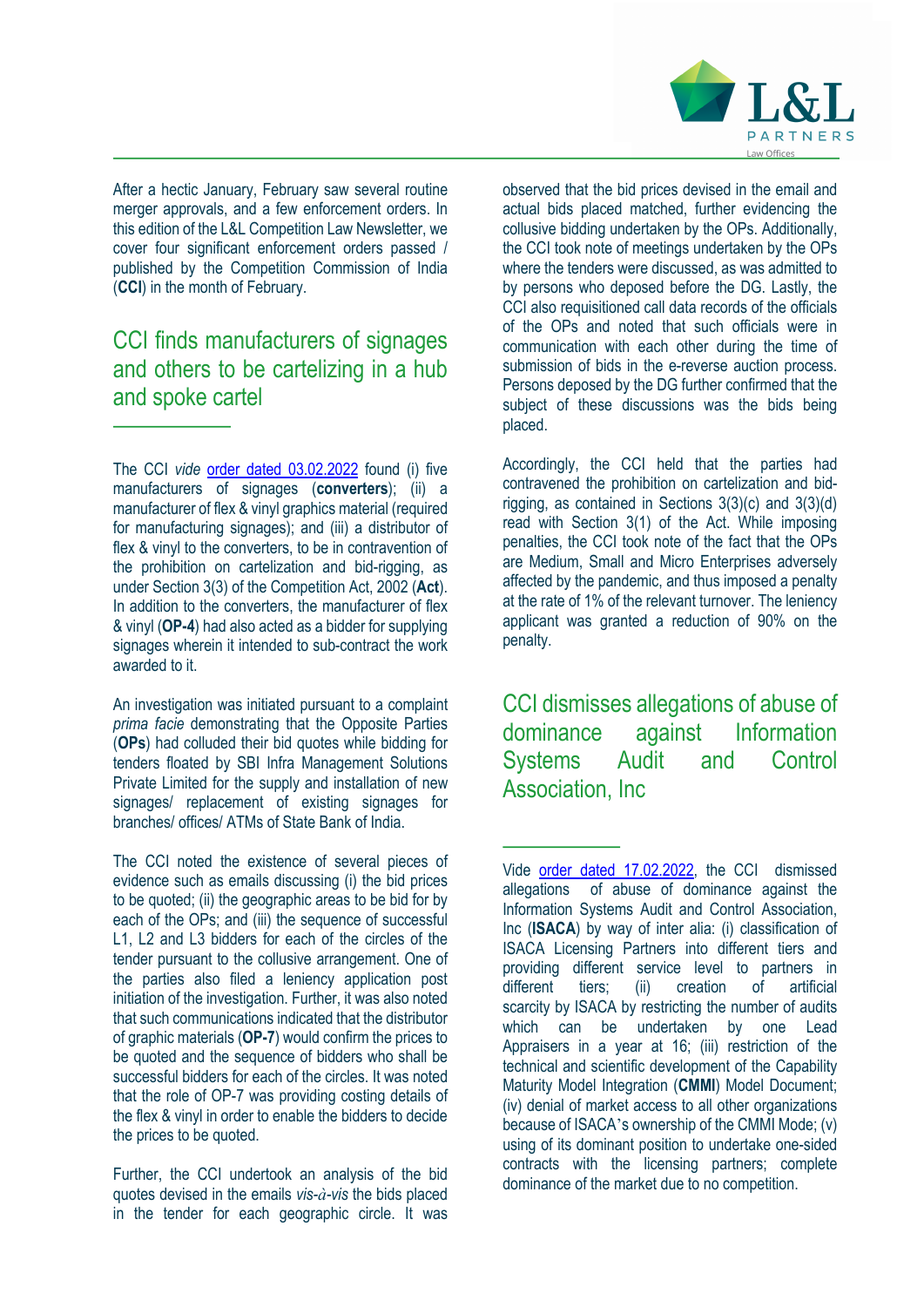After a hectic January, February saw several routine merger approvals, and a few enforcement orders. In this edition of the L&L Competition Law Newsletter, we cover four significant enforcement orders passed / published by the Competition Commission of India (**CCI**) in the month of February.

## CCI finds manufacturers of signages and others to be cartelizing in a hub and spoke cartel

The CCI *vide* order dated 03.02.2022 found (i) five manufacturers of signages (**converters**); (ii) a manufacturer of flex & vinyl graphics material (required for manufacturing signages); and (iii) a distributor of flex & vinyl to the converters, to be in contravention of the prohibition on cartelization and bid-rigging, as under Section 3(3) of the Competition Act, 2002 (**Act**). In addition to the converters, the manufacturer of flex & vinyl (**OP-4**) had also acted as a bidder for supplying signages wherein it intended to sub-contract the work awarded to it.

An investigation was initiated pursuant to a complaint *prima facie* demonstrating that the Opposite Parties (**OPs**) had colluded their bid quotes while bidding for tenders floated by SBI Infra Management Solutions Private Limited for the supply and installation of new signages/ replacement of existing signages for branches/ offices/ ATMs of State Bank of India.

The CCI noted the existence of several pieces of evidence such as emails discussing (i) the bid prices to be quoted; (ii) the geographic areas to be bid for by each of the OPs; and (iii) the sequence of successful L1, L2 and L3 bidders for each of the circles of the tender pursuant to the collusive arrangement. One of the parties also filed a leniency application post initiation of the investigation. Further, it was also noted that such communications indicated that the distributor of graphic materials (**OP-7**) would confirm the prices to be quoted and the sequence of bidders who shall be successful bidders for each of the circles. It was noted that the role of OP-7 was providing costing details of the flex & vinyl in order to enable the bidders to decide the prices to be quoted.

Further, the CCI undertook an analysis of the bid quotes devised in the emails *vis-à-vis* the bids placed in the tender for each geographic circle. It was observed that the bid prices devised in the email and actual bids placed matched, further evidencing the collusive bidding undertaken by the OPs. Additionally, the CCI took note of meetings undertaken by the OPs where the tenders were discussed, as was admitted to by persons who deposed before the DG. Lastly, the CCI also requisitioned call data records of the officials of the OPs and noted that such officials were in communication with each other during the time of submission of bids in the e-reverse auction process. Persons deposed by the DG further confirmed that the subject of these discussions was the bids being placed.

Accordingly, the CCI held that the parties had contravened the prohibition on cartelization and bid-rigging, as contained in Sections 3(3)(c) and 3(3)(d) read with Section 3(1) of the Act. While imposing penalties, the CCI took note of the fact that the OPs are Medium, Small and Micro Enterprises adversely affected by the pandemic, and thus imposed a penalty at the rate of 1% of the relevant turnover. The leniency applicant was granted a reduction of 90% on the penalty.

## CCI dismisses allegations of abuse of dominance against Information Systems Audit and Control Association, Inc

Vide order dated 17.02.2022, the CCI dismissed allegations of abuse of dominance against the Information Systems Audit and Control Association, Inc (**ISACA**) by way of inter alia: (i) classification of ISACA Licensing Partners into different tiers and providing different service level to partners in different tiers; (ii) creation of artificial scarcity by ISACA by restricting the number of audits which can be undertaken by one Lead Appraisers in a year at 16; (iii) restriction of the technical and scientific development of the Capability Maturity Model Integration (**CMMI**) Model Document; (iv) denial of market access to all other organizations because of ISACA's ownership of the CMMI Mode; (v) using of its dominant position to undertake one-sided contracts with the licensing partners; complete dominance of the market due to no competition.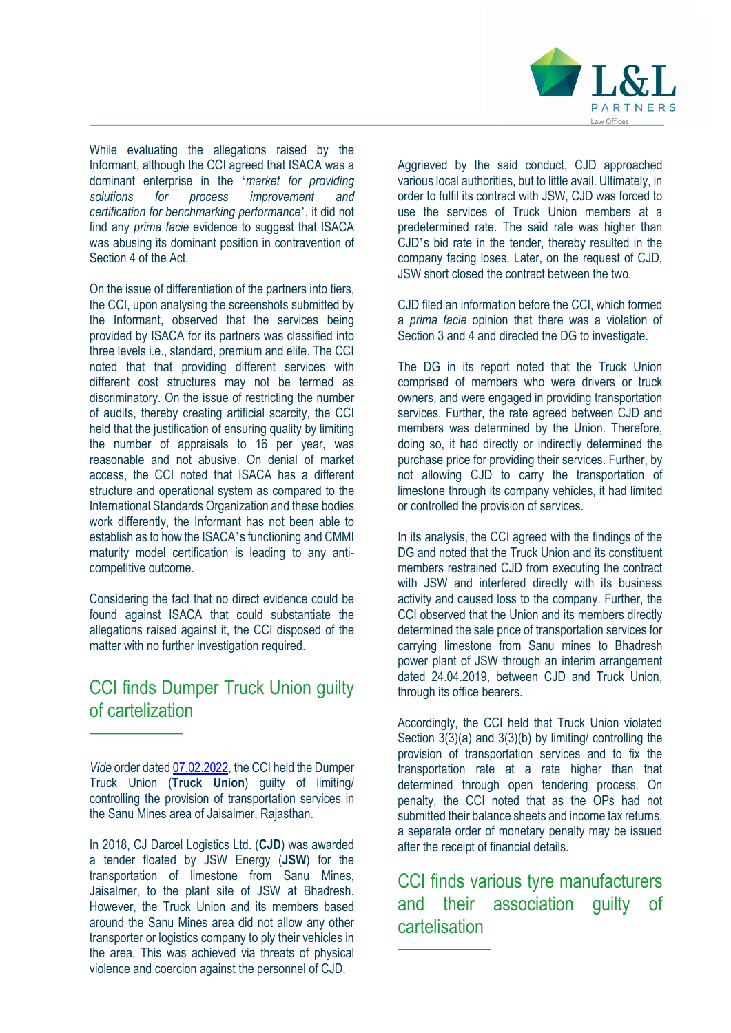While evaluating the allegations raised by the Informant, although the CCI agreed that ISACA was a dominant enterprise in the '*market for providing solutions for process improvement and certification for benchmarking performance*', it did not find any *prima facie* evidence to suggest that ISACA was abusing its dominant position in contravention of Section 4 of the Act.

On the issue of differentiation of the partners into tiers, the CCI, upon analysing the screenshots submitted by the Informant, observed that the services being provided by ISACA for its partners was classified into three levels i.e., standard, premium and elite. The CCI noted that that providing different services with different cost structures may not be termed as discriminatory. On the issue of restricting the number of audits, thereby creating artificial scarcity, the CCI held that the justification of ensuring quality by limiting the number of appraisals to 16 per year, was reasonable and not abusive. On denial of market access, the CCI noted that ISACA has a different structure and operational system as compared to the International Standards Organization and these bodies work differently, the Informant has not been able to establish as to how the ISACA's functioning and CMMI maturity model certification is leading to any anti-competitive outcome.

Considering the fact that no direct evidence could be found against ISACA that could substantiate the allegations raised against it, the CCI disposed of the matter with no further investigation required.

## CCI finds Dumper Truck Union guilty of cartelization

*Vide* order dated 07.02.2022, the CCI held the Dumper Truck Union (**Truck Union**) guilty of limiting/ controlling the provision of transportation services in the Sanu Mines area of Jaisalmer, Rajasthan.

In 2018, CJ Darcel Logistics Ltd. (**CJD**) was awarded a tender floated by JSW Energy (**JSW**) for the transportation of limestone from Sanu Mines, Jaisalmer, to the plant site of JSW at Bhadresh. However, the Truck Union and its members based around the Sanu Mines area did not allow any other transporter or logistics company to ply their vehicles in the area. This was achieved via threats of physical violence and coercion against the personnel of CJD.

Aggrieved by the said conduct, CJD approached various local authorities, but to little avail. Ultimately, in order to fulfil its contract with JSW, CJD was forced to use the services of Truck Union members at a predetermined rate. The said rate was higher than CJD's bid rate in the tender, thereby resulted in the company facing loses. Later, on the request of CJD, JSW short closed the contract between the two.

CJD filed an information before the CCI, which formed a *prima facie* opinion that there was a violation of Section 3 and 4 and directed the DG to investigate.

The DG in its report noted that the Truck Union comprised of members who were drivers or truck owners, and were engaged in providing transportation services. Further, the rate agreed between CJD and members was determined by the Union. Therefore, doing so, it had directly or indirectly determined the purchase price for providing their services. Further, by not allowing CJD to carry the transportation of limestone through its company vehicles, it had limited or controlled the provision of services.

In its analysis, the CCI agreed with the findings of the DG and noted that the Truck Union and its constituent members restrained CJD from executing the contract with JSW and interfered directly with its business activity and caused loss to the company. Further, the CCI observed that the Union and its members directly determined the sale price of transportation services for carrying limestone from Sanu mines to Bhadresh power plant of JSW through an interim arrangement dated 24.04.2019, between CJD and Truck Union, through its office bearers.

Accordingly, the CCI held that Truck Union violated Section 3(3)(a) and 3(3)(b) by limiting/ controlling the provision of transportation services and to fix the transportation rate at a rate higher than that determined through open tendering process. On penalty, the CCI noted that as the OPs had not submitted their balance sheets and income tax returns, a separate order of monetary penalty may be issued after the receipt of financial details.

## CCI finds various tyre manufacturers and their association guilty of cartelisation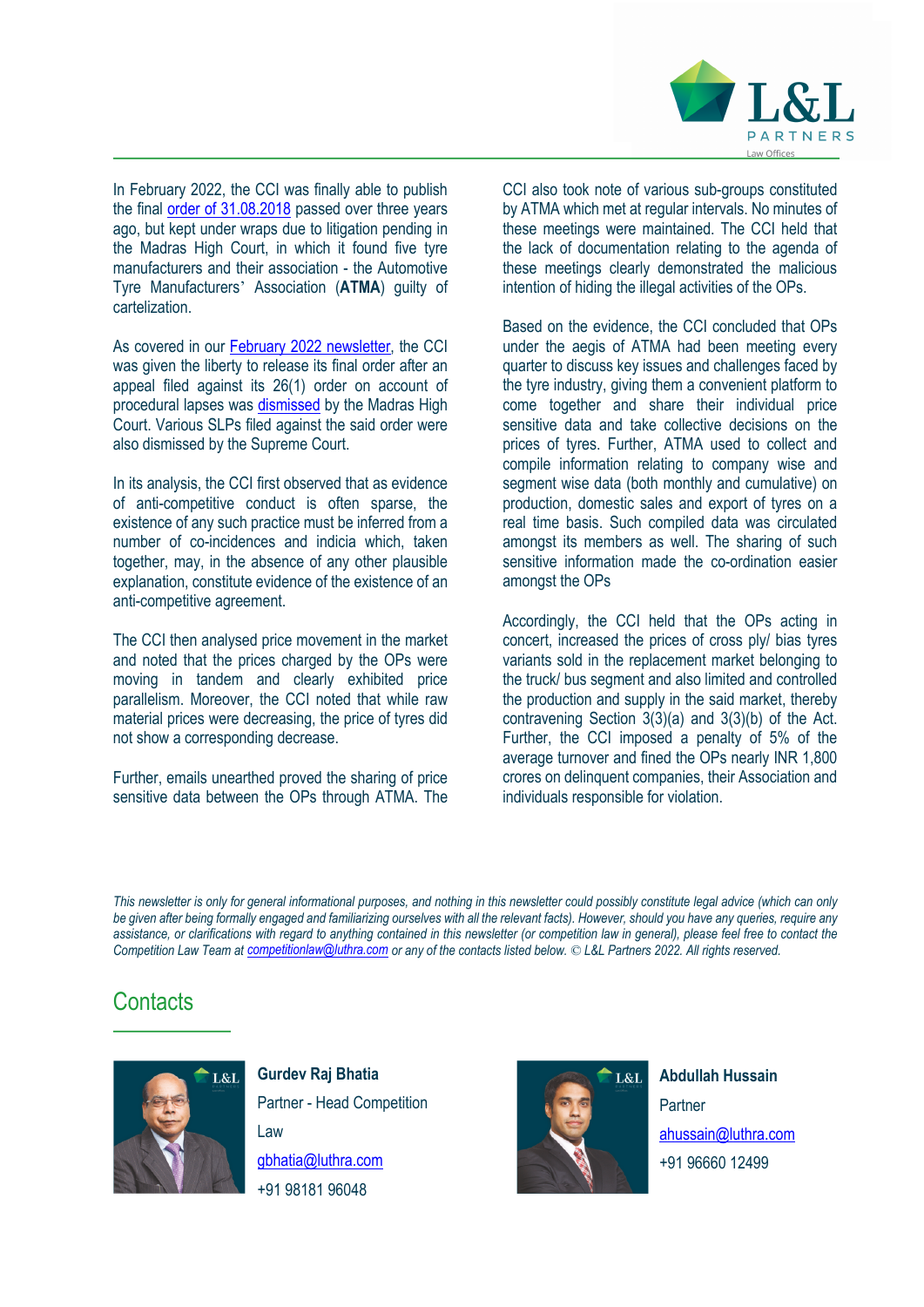In February 2022, the CCI was finally able to publish the final [order of 31.08.2018](#) passed over three years ago, but kept under wraps due to litigation pending in the Madras High Court, in which it found five tyre manufacturers and their association - the Automotive Tyre Manufacturers' Association (**ATMA**) guilty of cartelization.

As covered in our [February 2022 newsletter](#), the CCI was given the liberty to release its final order after an appeal filed against its 26(1) order on account of procedural lapses was [dismissed](#) by the Madras High Court. Various SLPs filed against the said order were also dismissed by the Supreme Court.

In its analysis, the CCI first observed that as evidence of anti-competitive conduct is often sparse, the existence of any such practice must be inferred from a number of co-incidences and indicia which, taken together, may, in the absence of any other plausible explanation, constitute evidence of the existence of an anti-competitive agreement.

The CCI then analysed price movement in the market and noted that the prices charged by the OPs were moving in tandem and clearly exhibited price parallelism. Moreover, the CCI noted that while raw material prices were decreasing, the price of tyres did not show a corresponding decrease.

Further, emails unearthed proved the sharing of price sensitive data between the OPs through ATMA. The CCI also took note of various sub-groups constituted by ATMA which met at regular intervals. No minutes of these meetings were maintained. The CCI held that the lack of documentation relating to the agenda of these meetings clearly demonstrated the malicious intention of hiding the illegal activities of the OPs.

Based on the evidence, the CCI concluded that OPs under the aegis of ATMA had been meeting every quarter to discuss key issues and challenges faced by the tyre industry, giving them a convenient platform to come together and share their individual price sensitive data and take collective decisions on the prices of tyres. Further, ATMA used to collect and compile information relating to company wise and segment wise data (both monthly and cumulative) on production, domestic sales and export of tyres on a real time basis. Such compiled data was circulated amongst its members as well. The sharing of such sensitive information made the co-ordination easier amongst the OPs

Accordingly, the CCI held that the OPs acting in concert, increased the prices of cross ply/ bias tyres variants sold in the replacement market belonging to the truck/ bus segment and also limited and controlled the production and supply in the said market, thereby contravening Section 3(3)(a) and 3(3)(b) of the Act. Further, the CCI imposed a penalty of 5% of the average turnover and fined the OPs nearly INR 1,800 crores on delinquent companies, their Association and individuals responsible for violation.

*This newsletter is only for general informational purposes, and nothing in this newsletter could possibly constitute legal advice (which can only be given after being formally engaged and familiarizing ourselves with all the relevant facts). However, should you have any queries, require any assistance, or clarifications with regard to anything contained in this newsletter (or competition law in general), please feel free to contact the Competition Law Team at [competitionlaw@luthra.com](mailto:competitionlaw@luthra.com) or any of the contacts listed below. © L&L Partners 2022. All rights reserved.*

## Contacts

**Gurdev Raj Bhatia**
Partner - Head Competition Law
[gbhatia@luthra.com](mailto:gbhatia@luthra.com)
+91 98181 96048

**Abdullah Hussain**
Partner
[ahussain@luthra.com](mailto:ahussain@luthra.com)
+91 96660 12499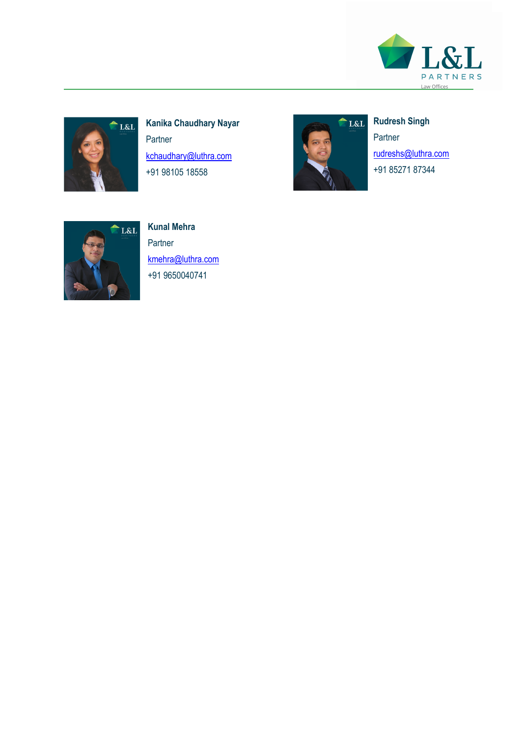**Kanika Chaudhary Nayar**

Partner

kchaudhary@luthra.com

+91 98105 18558

**Rudresh Singh**

Partner

rudreshs@luthra.com

+91 85271 87344

**Kunal Mehra**

Partner

kmehra@luthra.com

+91 9650040741